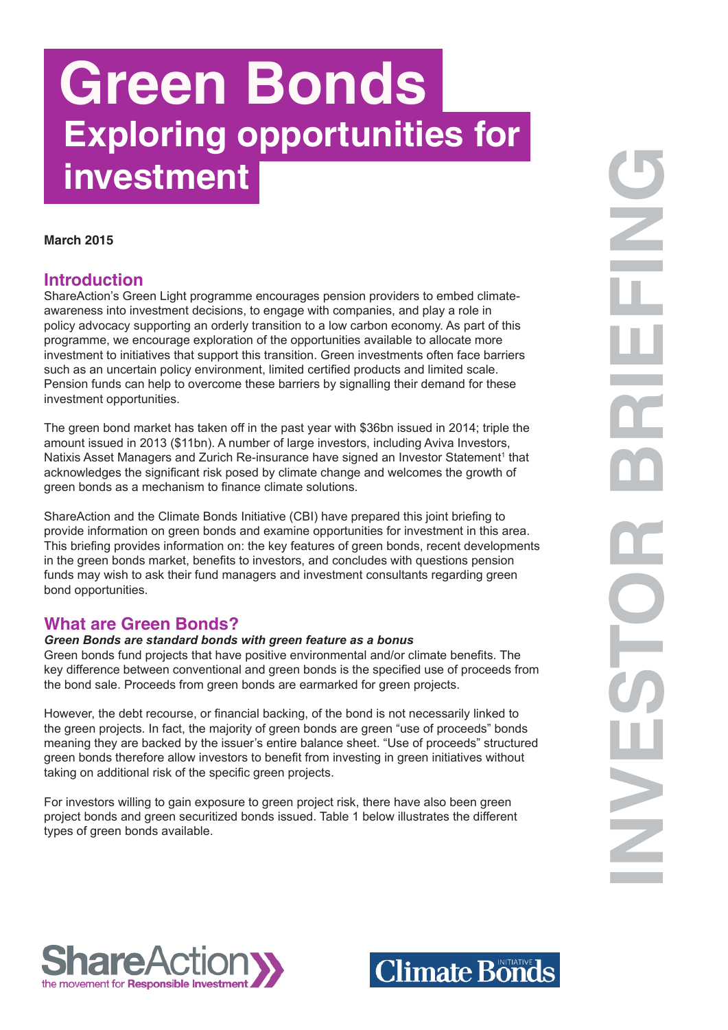# Green Bonds
## Exploring opportunities for investment

**March 2015**

INVESTOR BRIEFING

## Introduction

ShareAction's Green Light programme encourages pension providers to embed climate-awareness into investment decisions, to engage with companies, and play a role in policy advocacy supporting an orderly transition to a low carbon economy. As part of this programme, we encourage exploration of the opportunities available to allocate more investment to initiatives that support this transition. Green investments often face barriers such as an uncertain policy environment, limited certified products and limited scale. Pension funds can help to overcome these barriers by signalling their demand for these investment opportunities.

The green bond market has taken off in the past year with $36bn issued in 2014; triple the amount issued in 2013 ($11bn). A number of large investors, including Aviva Investors, Natixis Asset Managers and Zurich Re-insurance have signed an Investor Statement[1] that acknowledges the significant risk posed by climate change and welcomes the growth of green bonds as a mechanism to finance climate solutions.

ShareAction and the Climate Bonds Initiative (CBI) have prepared this joint briefing to provide information on green bonds and examine opportunities for investment in this area. This briefing provides information on: the key features of green bonds, recent developments in the green bonds market, benefits to investors, and concludes with questions pension funds may wish to ask their fund managers and investment consultants regarding green bond opportunities.

## What are Green Bonds?

***Green Bonds are standard bonds with green feature as a bonus***

Green bonds fund projects that have positive environmental and/or climate benefits. The key difference between conventional and green bonds is the specified use of proceeds from the bond sale. Proceeds from green bonds are earmarked for green projects.

However, the debt recourse, or financial backing, of the bond is not necessarily linked to the green projects. In fact, the majority of green bonds are green "use of proceeds" bonds meaning they are backed by the issuer's entire balance sheet. "Use of proceeds" structured green bonds therefore allow investors to benefit from investing in green initiatives without taking on additional risk of the specific green projects.

For investors willing to gain exposure to green project risk, there have also been green project bonds and green securitized bonds issued. Table 1 below illustrates the different types of green bonds available.

ShareAction — the movement for Responsible Investment

Climate Bonds Initiative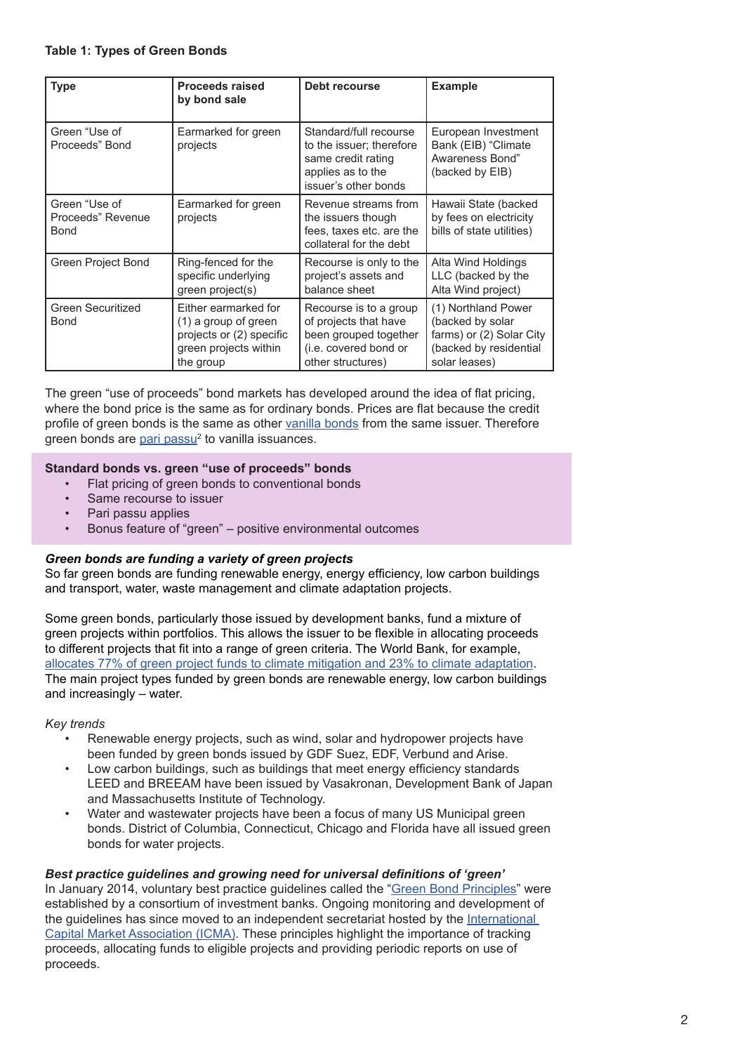**Table 1: Types of Green Bonds**

| Type | Proceeds raised by bond sale | Debt recourse | Example |
| --- | --- | --- | --- |
| Green "Use of Proceeds" Bond | Earmarked for green projects | Standard/full recourse to the issuer; therefore same credit rating applies as to the issuer's other bonds | European Investment Bank (EIB) "Climate Awareness Bond" (backed by EIB) |
| Green "Use of Proceeds" Revenue Bond | Earmarked for green projects | Revenue streams from the issuers though fees, taxes etc. are the collateral for the debt | Hawaii State (backed by fees on electricity bills of state utilities) |
| Green Project Bond | Ring-fenced for the specific underlying green project(s) | Recourse is only to the project's assets and balance sheet | Alta Wind Holdings LLC (backed by the Alta Wind project) |
| Green Securitized Bond | Either earmarked for (1) a group of green projects or (2) specific green projects within the group | Recourse is to a group of projects that have been grouped together (i.e. covered bond or other structures) | (1) Northland Power (backed by solar farms) or (2) Solar City (backed by residential solar leases) |

The green "use of proceeds" bond markets has developed around the idea of flat pricing, where the bond price is the same as for ordinary bonds. Prices are flat because the credit profile of green bonds is the same as other vanilla bonds from the same issuer. Therefore green bonds are pari passu[2] to vanilla issuances.

**Standard bonds vs. green "use of proceeds" bonds**

- Flat pricing of green bonds to conventional bonds
- Same recourse to issuer
- Pari passu applies
- Bonus feature of "green" – positive environmental outcomes

***Green bonds are funding a variety of green projects***

So far green bonds are funding renewable energy, energy efficiency, low carbon buildings and transport, water, waste management and climate adaptation projects.

Some green bonds, particularly those issued by development banks, fund a mixture of green projects within portfolios. This allows the issuer to be flexible in allocating proceeds to different projects that fit into a range of green criteria. The World Bank, for example, allocates 77% of green project funds to climate mitigation and 23% to climate adaptation. The main project types funded by green bonds are renewable energy, low carbon buildings and increasingly – water.

*Key trends*

- Renewable energy projects, such as wind, solar and hydropower projects have been funded by green bonds issued by GDF Suez, EDF, Verbund and Arise.
- Low carbon buildings, such as buildings that meet energy efficiency standards LEED and BREEAM have been issued by Vasakronan, Development Bank of Japan and Massachusetts Institute of Technology.
- Water and wastewater projects have been a focus of many US Municipal green bonds. District of Columbia, Connecticut, Chicago and Florida have all issued green bonds for water projects.

***Best practice guidelines and growing need for universal definitions of 'green'***

In January 2014, voluntary best practice guidelines called the "Green Bond Principles" were established by a consortium of investment banks. Ongoing monitoring and development of the guidelines has since moved to an independent secretariat hosted by the International Capital Market Association (ICMA). These principles highlight the importance of tracking proceeds, allocating funds to eligible projects and providing periodic reports on use of proceeds.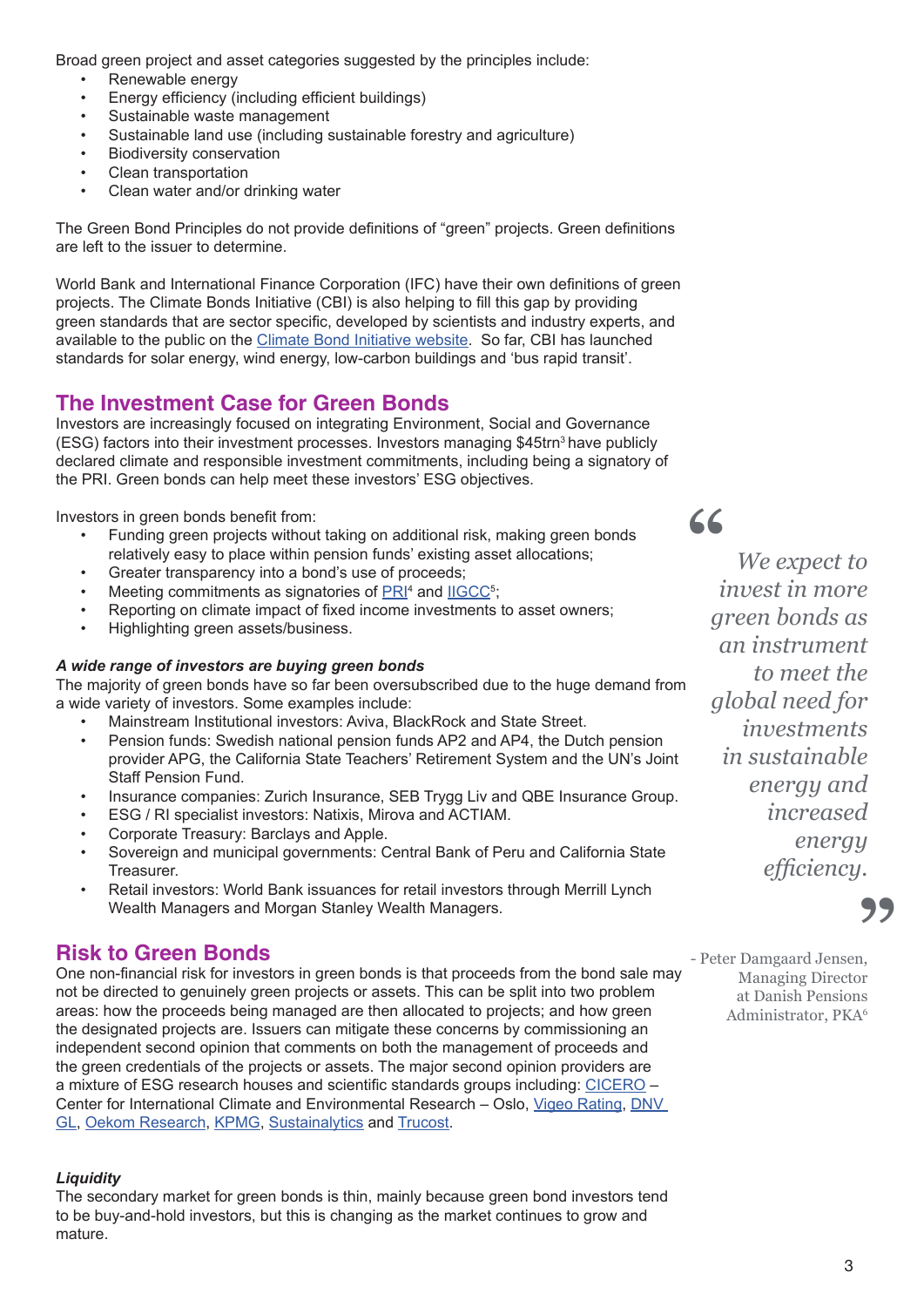Broad green project and asset categories suggested by the principles include:

- Renewable energy
- Energy efficiency (including efficient buildings)
- Sustainable waste management
- Sustainable land use (including sustainable forestry and agriculture)
- Biodiversity conservation
- Clean transportation
- Clean water and/or drinking water

The Green Bond Principles do not provide definitions of "green" projects. Green definitions are left to the issuer to determine.

World Bank and International Finance Corporation (IFC) have their own definitions of green projects. The Climate Bonds Initiative (CBI) is also helping to fill this gap by providing green standards that are sector specific, developed by scientists and industry experts, and available to the public on the Climate Bond Initiative website. So far, CBI has launched standards for solar energy, wind energy, low-carbon buildings and 'bus rapid transit'.

## The Investment Case for Green Bonds

Investors are increasingly focused on integrating Environment, Social and Governance (ESG) factors into their investment processes. Investors managing $45trn[3] have publicly declared climate and responsible investment commitments, including being a signatory of the PRI. Green bonds can help meet these investors' ESG objectives.

Investors in green bonds benefit from:

- Funding green projects without taking on additional risk, making green bonds relatively easy to place within pension funds' existing asset allocations;
- Greater transparency into a bond's use of proceeds;
- Meeting commitments as signatories of PRI[4] and IIGCC[5];
- Reporting on climate impact of fixed income investments to asset owners;
- Highlighting green assets/business.

***A wide range of investors are buying green bonds***

The majority of green bonds have so far been oversubscribed due to the huge demand from a wide variety of investors. Some examples include:

- Mainstream Institutional investors: Aviva, BlackRock and State Street.
- Pension funds: Swedish national pension funds AP2 and AP4, the Dutch pension provider APG, the California State Teachers' Retirement System and the UN's Joint Staff Pension Fund.
- Insurance companies: Zurich Insurance, SEB Trygg Liv and QBE Insurance Group.
- ESG / RI specialist investors: Natixis, Mirova and ACTIAM.
- Corporate Treasury: Barclays and Apple.
- Sovereign and municipal governments: Central Bank of Peru and California State Treasurer.
- Retail investors: World Bank issuances for retail investors through Merrill Lynch Wealth Managers and Morgan Stanley Wealth Managers.

> *"We expect to invest in more green bonds as an instrument to meet the global need for investments in sustainable energy and increased energy efficiency."*
>
> \- Peter Damgaard Jensen, Managing Director at Danish Pensions Administrator, PKA[6]

## Risk to Green Bonds

One non-financial risk for investors in green bonds is that proceeds from the bond sale may not be directed to genuinely green projects or assets. This can be split into two problem areas: how the proceeds being managed are then allocated to projects; and how green the designated projects are. Issuers can mitigate these concerns by commissioning an independent second opinion that comments on both the management of proceeds and the green credentials of the projects or assets. The major second opinion providers are a mixture of ESG research houses and scientific standards groups including: CICERO – Center for International Climate and Environmental Research – Oslo, Vigeo Rating, DNV GL, Oekom Research, KPMG, Sustainalytics and Trucost.

***Liquidity***

The secondary market for green bonds is thin, mainly because green bond investors tend to be buy-and-hold investors, but this is changing as the market continues to grow and mature.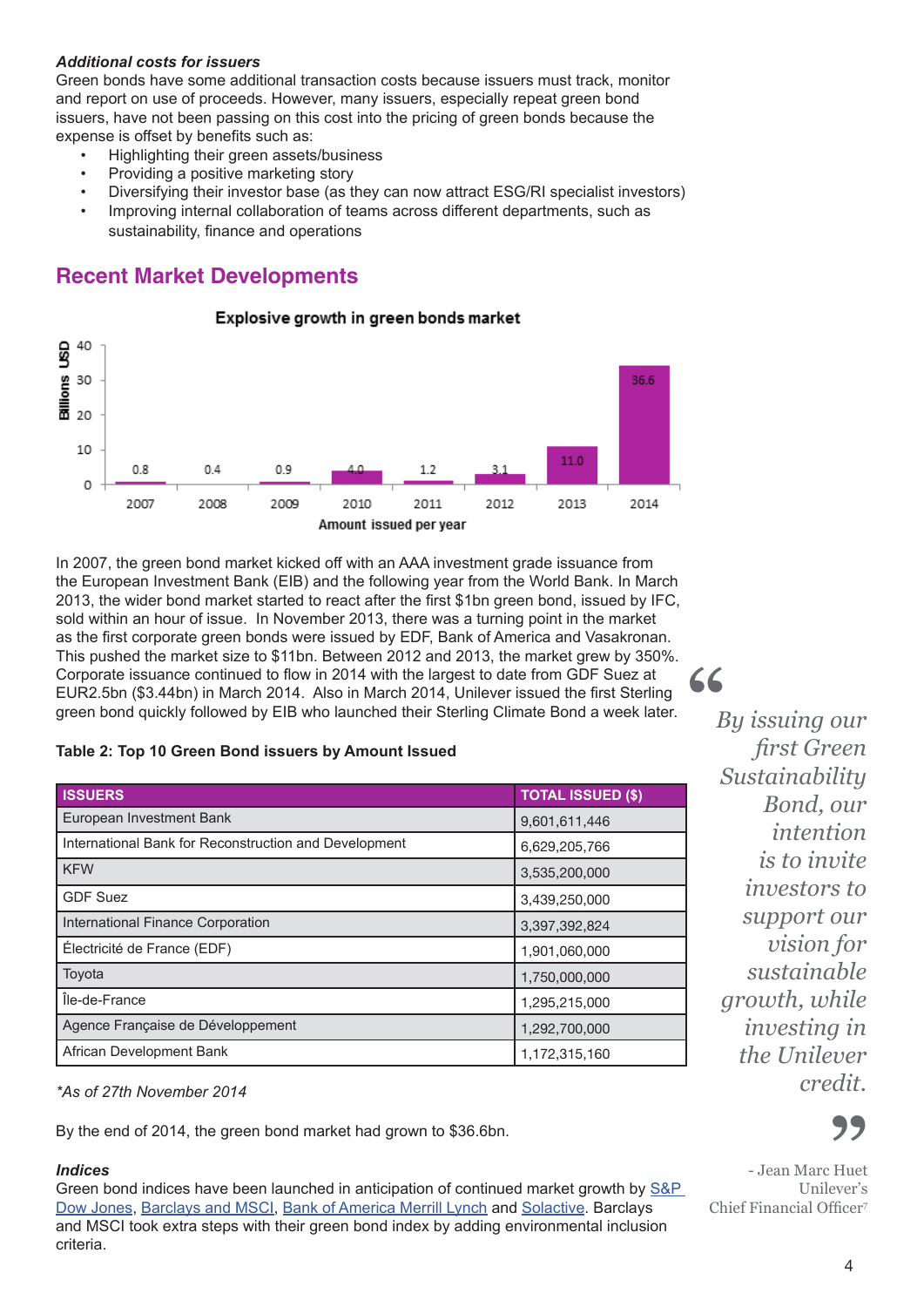### *Additional costs for issuers*

Green bonds have some additional transaction costs because issuers must track, monitor and report on use of proceeds. However, many issuers, especially repeat green bond issuers, have not been passing on this cost into the pricing of green bonds because the expense is offset by benefits such as:

- Highlighting their green assets/business
- Providing a positive marketing story
- Diversifying their investor base (as they can now attract ESG/RI specialist investors)
- Improving internal collaboration of teams across different departments, such as sustainability, finance and operations

## Recent Market Developments

**Explosive growth in green bonds market**

| Year | Amount issued per year (Billions USD) |
|---|---|
| 2007 | 0.8 |
| 2008 | 0.4 |
| 2009 | 0.9 |
| 2010 | 4.0 |
| 2011 | 1.2 |
| 2012 | 3.1 |
| 2013 | 11.0 |
| 2014 | 36.6 |

In 2007, the green bond market kicked off with an AAA investment grade issuance from the European Investment Bank (EIB) and the following year from the World Bank. In March 2013, the wider bond market started to react after the first $1bn green bond, issued by IFC, sold within an hour of issue. In November 2013, there was a turning point in the market as the first corporate green bonds were issued by EDF, Bank of America and Vasakronan. This pushed the market size to $11bn. Between 2012 and 2013, the market grew by 350%. Corporate issuance continued to flow in 2014 with the largest to date from GDF Suez at EUR2.5bn ($3.44bn) in March 2014. Also in March 2014, Unilever issued the first Sterling green bond quickly followed by EIB who launched their Sterling Climate Bond a week later.

> *"By issuing our first Green Sustainability Bond, our intention is to invite investors to support our vision for sustainable growth, while investing in the Unilever credit."*
>
> \- Jean Marc Huet
> Unilever's
> Chief Financial Officer[7]

**Table 2: Top 10 Green Bond issuers by Amount Issued**

| ISSUERS | TOTAL ISSUED ($) |
|---|---|
| European Investment Bank | 9,601,611,446 |
| International Bank for Reconstruction and Development | 6,629,205,766 |
| KFW | 3,535,200,000 |
| GDF Suez | 3,439,250,000 |
| International Finance Corporation | 3,397,392,824 |
| Électricité de France (EDF) | 1,901,060,000 |
| Toyota | 1,750,000,000 |
| Île-de-France | 1,295,215,000 |
| Agence Française de Développement | 1,292,700,000 |
| African Development Bank | 1,172,315,160 |

*\*As of 27th November 2014*

By the end of 2014, the green bond market had grown to $36.6bn.

### *Indices*

Green bond indices have been launched in anticipation of continued market growth by S&P Dow Jones, Barclays and MSCI, Bank of America Merrill Lynch and Solactive. Barclays and MSCI took extra steps with their green bond index by adding environmental inclusion criteria.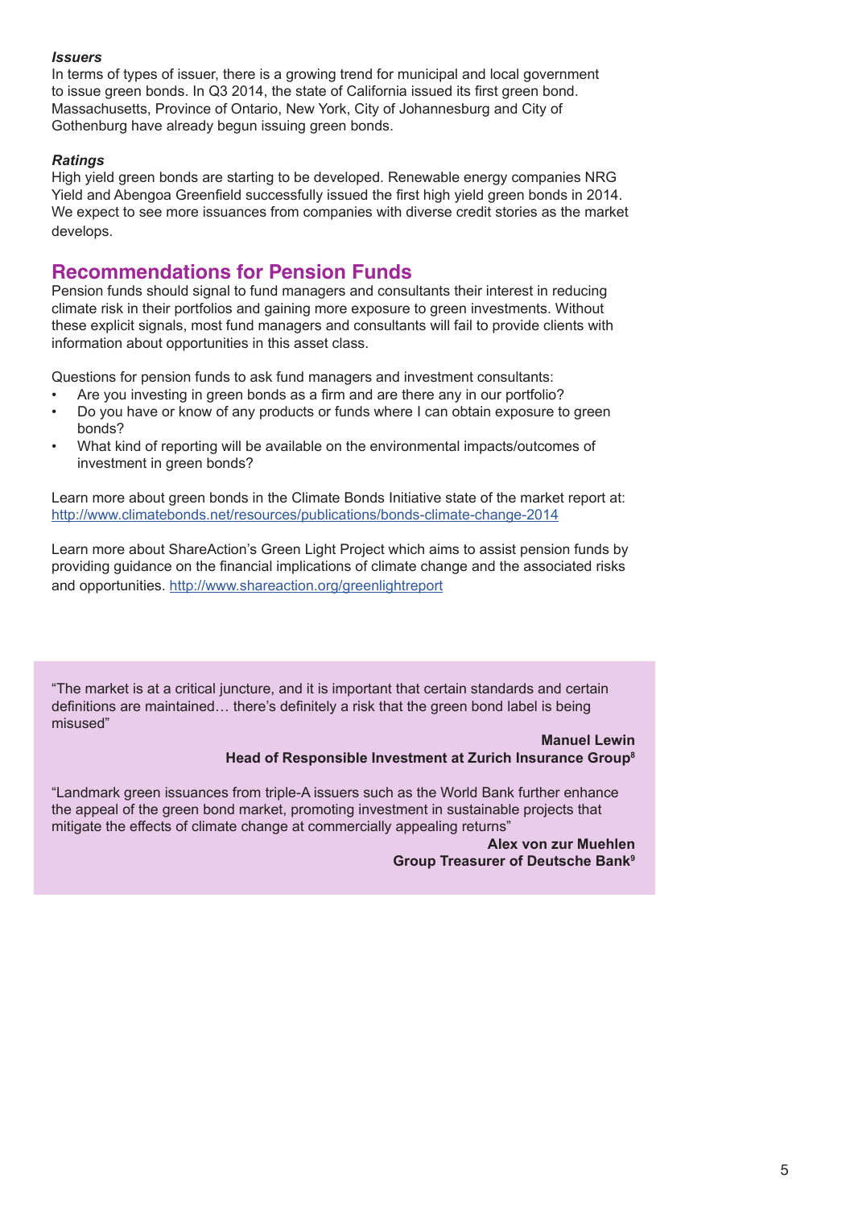***Issuers***

In terms of types of issuer, there is a growing trend for municipal and local government to issue green bonds. In Q3 2014, the state of California issued its first green bond. Massachusetts, Province of Ontario, New York, City of Johannesburg and City of Gothenburg have already begun issuing green bonds.

***Ratings***

High yield green bonds are starting to be developed. Renewable energy companies NRG Yield and Abengoa Greenfield successfully issued the first high yield green bonds in 2014. We expect to see more issuances from companies with diverse credit stories as the market develops.

## Recommendations for Pension Funds

Pension funds should signal to fund managers and consultants their interest in reducing climate risk in their portfolios and gaining more exposure to green investments. Without these explicit signals, most fund managers and consultants will fail to provide clients with information about opportunities in this asset class.

Questions for pension funds to ask fund managers and investment consultants:

- Are you investing in green bonds as a firm and are there any in our portfolio?
- Do you have or know of any products or funds where I can obtain exposure to green bonds?
- What kind of reporting will be available on the environmental impacts/outcomes of investment in green bonds?

Learn more about green bonds in the Climate Bonds Initiative state of the market report at: http://www.climatebonds.net/resources/publications/bonds-climate-change-2014

Learn more about ShareAction's Green Light Project which aims to assist pension funds by providing guidance on the financial implications of climate change and the associated risks and opportunities. http://www.shareaction.org/greenlightreport

"The market is at a critical juncture, and it is important that certain standards and certain definitions are maintained… there's definitely a risk that the green bond label is being misused"

**Manuel Lewin**
**Head of Responsible Investment at Zurich Insurance Group**[8]

"Landmark green issuances from triple-A issuers such as the World Bank further enhance the appeal of the green bond market, promoting investment in sustainable projects that mitigate the effects of climate change at commercially appealing returns"

**Alex von zur Muehlen**
**Group Treasurer of Deutsche Bank**[9]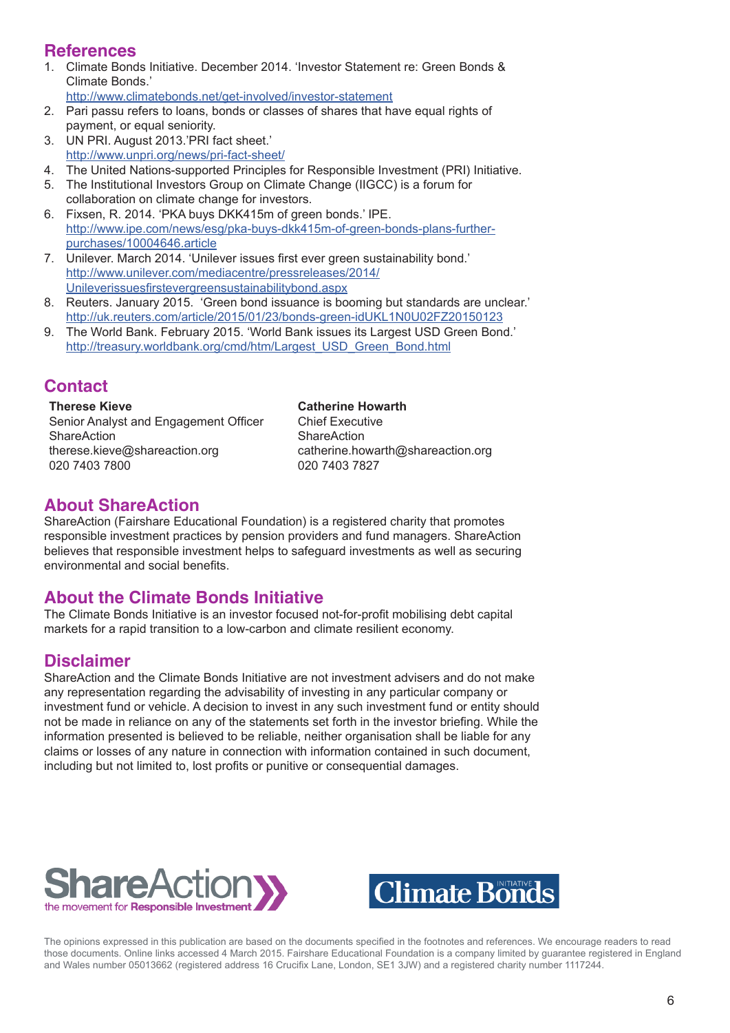## References

1. Climate Bonds Initiative. December 2014. 'Investor Statement re: Green Bonds & Climate Bonds.' http://www.climatebonds.net/get-involved/investor-statement
2. Pari passu refers to loans, bonds or classes of shares that have equal rights of payment, or equal seniority.
3. UN PRI. August 2013.'PRI fact sheet.' http://www.unpri.org/news/pri-fact-sheet/
4. The United Nations-supported Principles for Responsible Investment (PRI) Initiative.
5. The Institutional Investors Group on Climate Change (IIGCC) is a forum for collaboration on climate change for investors.
6. Fixsen, R. 2014. 'PKA buys DKK415m of green bonds.' IPE. http://www.ipe.com/news/esg/pka-buys-dkk415m-of-green-bonds-plans-further-purchases/10004646.article
7. Unilever. March 2014. 'Unilever issues first ever green sustainability bond.' http://www.unilever.com/mediacentre/pressreleases/2014/Unileverissuesfirstevergreensustainabilitybond.aspx
8. Reuters. January 2015. 'Green bond issuance is booming but standards are unclear.' http://uk.reuters.com/article/2015/01/23/bonds-green-idUKL1N0U02FZ20150123
9. The World Bank. February 2015. 'World Bank issues its Largest USD Green Bond.' http://treasury.worldbank.org/cmd/htm/Largest_USD_Green_Bond.html

## Contact

**Therese Kieve**
Senior Analyst and Engagement Officer
ShareAction
therese.kieve@shareaction.org
020 7403 7800

**Catherine Howarth**
Chief Executive
ShareAction
catherine.howarth@shareaction.org
020 7403 7827

## About ShareAction

ShareAction (Fairshare Educational Foundation) is a registered charity that promotes responsible investment practices by pension providers and fund managers. ShareAction believes that responsible investment helps to safeguard investments as well as securing environmental and social benefits.

## About the Climate Bonds Initiative

The Climate Bonds Initiative is an investor focused not-for-profit mobilising debt capital markets for a rapid transition to a low-carbon and climate resilient economy.

## Disclaimer

ShareAction and the Climate Bonds Initiative are not investment advisers and do not make any representation regarding the advisability of investing in any particular company or investment fund or vehicle. A decision to invest in any such investment fund or entity should not be made in reliance on any of the statements set forth in the investor briefing. While the information presented is believed to be reliable, neither organisation shall be liable for any claims or losses of any nature in connection with information contained in such document, including but not limited to, lost profits or punitive or consequential damages.

ShareAction the movement for Responsible Investment

Climate Bonds Initiative

The opinions expressed in this publication are based on the documents specified in the footnotes and references. We encourage readers to read those documents. Online links accessed 4 March 2015. Fairshare Educational Foundation is a company limited by guarantee registered in England and Wales number 05013662 (registered address 16 Crucifix Lane, London, SE1 3JW) and a registered charity number 1117244.